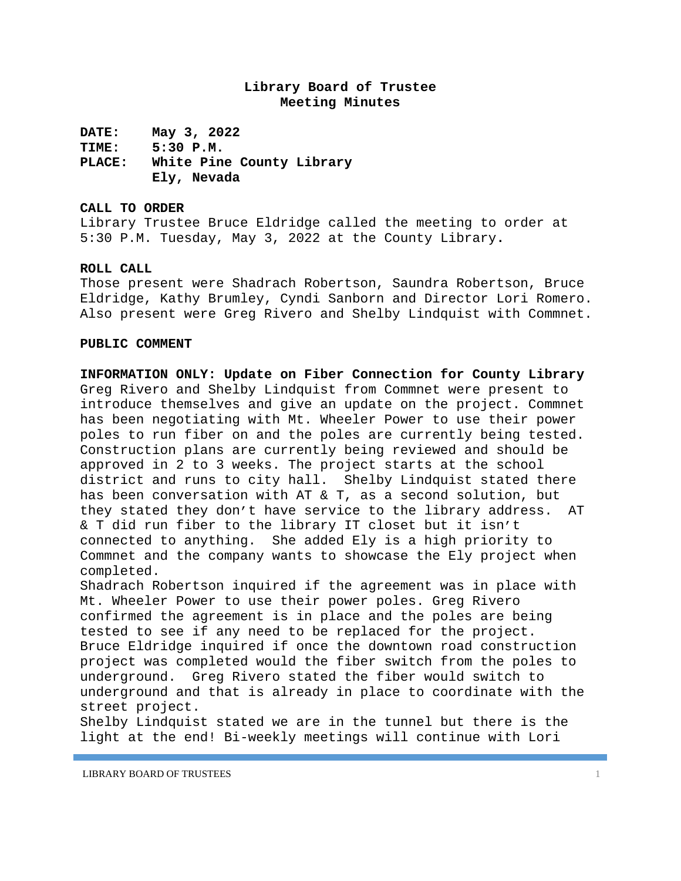# Library Board of Trustee
## Meeting Minutes

**DATE:** May 3, 2022
**TIME:** 5:30 P.M.
**PLACE:** White Pine County Library
Ely, Nevada

**CALL TO ORDER**
Library Trustee Bruce Eldridge called the meeting to order at 5:30 P.M. Tuesday, May 3, 2022 at the County Library.

**ROLL CALL**
Those present were Shadrach Robertson, Saundra Robertson, Bruce Eldridge, Kathy Brumley, Cyndi Sanborn and Director Lori Romero. Also present were Greg Rivero and Shelby Lindquist with Commnet.

**PUBLIC COMMENT**

**INFORMATION ONLY: Update on Fiber Connection for County Library**
Greg Rivero and Shelby Lindquist from Commnet were present to introduce themselves and give an update on the project. Commnet has been negotiating with Mt. Wheeler Power to use their power poles to run fiber on and the poles are currently being tested. Construction plans are currently being reviewed and should be approved in 2 to 3 weeks. The project starts at the school district and runs to city hall. Shelby Lindquist stated there has been conversation with AT & T, as a second solution, but they stated they don't have service to the library address. AT & T did run fiber to the library IT closet but it isn't connected to anything. She added Ely is a high priority to Commnet and the company wants to showcase the Ely project when completed.
Shadrach Robertson inquired if the agreement was in place with Mt. Wheeler Power to use their power poles. Greg Rivero confirmed the agreement is in place and the poles are being tested to see if any need to be replaced for the project.
Bruce Eldridge inquired if once the downtown road construction project was completed would the fiber switch from the poles to underground. Greg Rivero stated the fiber would switch to underground and that is already in place to coordinate with the street project.
Shelby Lindquist stated we are in the tunnel but there is the light at the end! Bi-weekly meetings will continue with Lori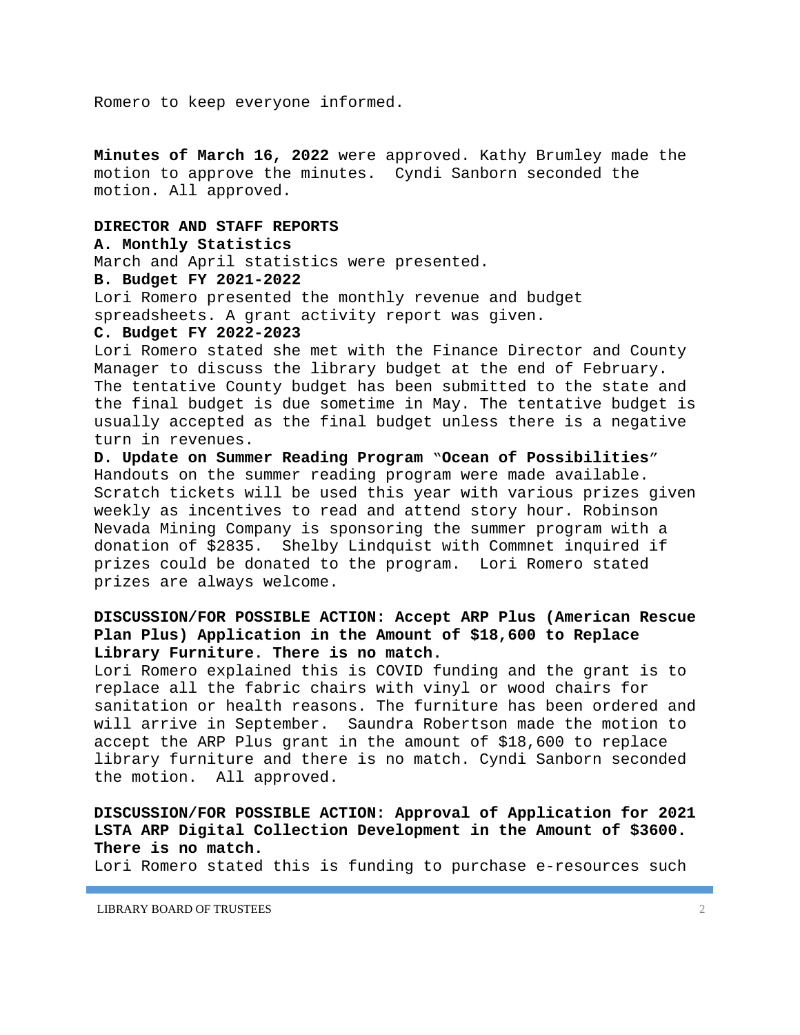Romero to keep everyone informed.

**Minutes of March 16, 2022** were approved. Kathy Brumley made the motion to approve the minutes. Cyndi Sanborn seconded the motion. All approved.

**DIRECTOR AND STAFF REPORTS**

**A. Monthly Statistics**

March and April statistics were presented.

**B. Budget FY 2021-2022**

Lori Romero presented the monthly revenue and budget spreadsheets. A grant activity report was given.

**C. Budget FY 2022-2023**

Lori Romero stated she met with the Finance Director and County Manager to discuss the library budget at the end of February. The tentative County budget has been submitted to the state and the final budget is due sometime in May. The tentative budget is usually accepted as the final budget unless there is a negative turn in revenues.

**D. Update on Summer Reading Program "Ocean of Possibilities"**

Handouts on the summer reading program were made available. Scratch tickets will be used this year with various prizes given weekly as incentives to read and attend story hour. Robinson Nevada Mining Company is sponsoring the summer program with a donation of $2835. Shelby Lindquist with Commnet inquired if prizes could be donated to the program. Lori Romero stated prizes are always welcome.

**DISCUSSION/FOR POSSIBLE ACTION: Accept ARP Plus (American Rescue Plan Plus) Application in the Amount of $18,600 to Replace Library Furniture. There is no match.**

Lori Romero explained this is COVID funding and the grant is to replace all the fabric chairs with vinyl or wood chairs for sanitation or health reasons. The furniture has been ordered and will arrive in September. Saundra Robertson made the motion to accept the ARP Plus grant in the amount of $18,600 to replace library furniture and there is no match. Cyndi Sanborn seconded the motion. All approved.

**DISCUSSION/FOR POSSIBLE ACTION: Approval of Application for 2021 LSTA ARP Digital Collection Development in the Amount of $3600. There is no match.**

Lori Romero stated this is funding to purchase e-resources such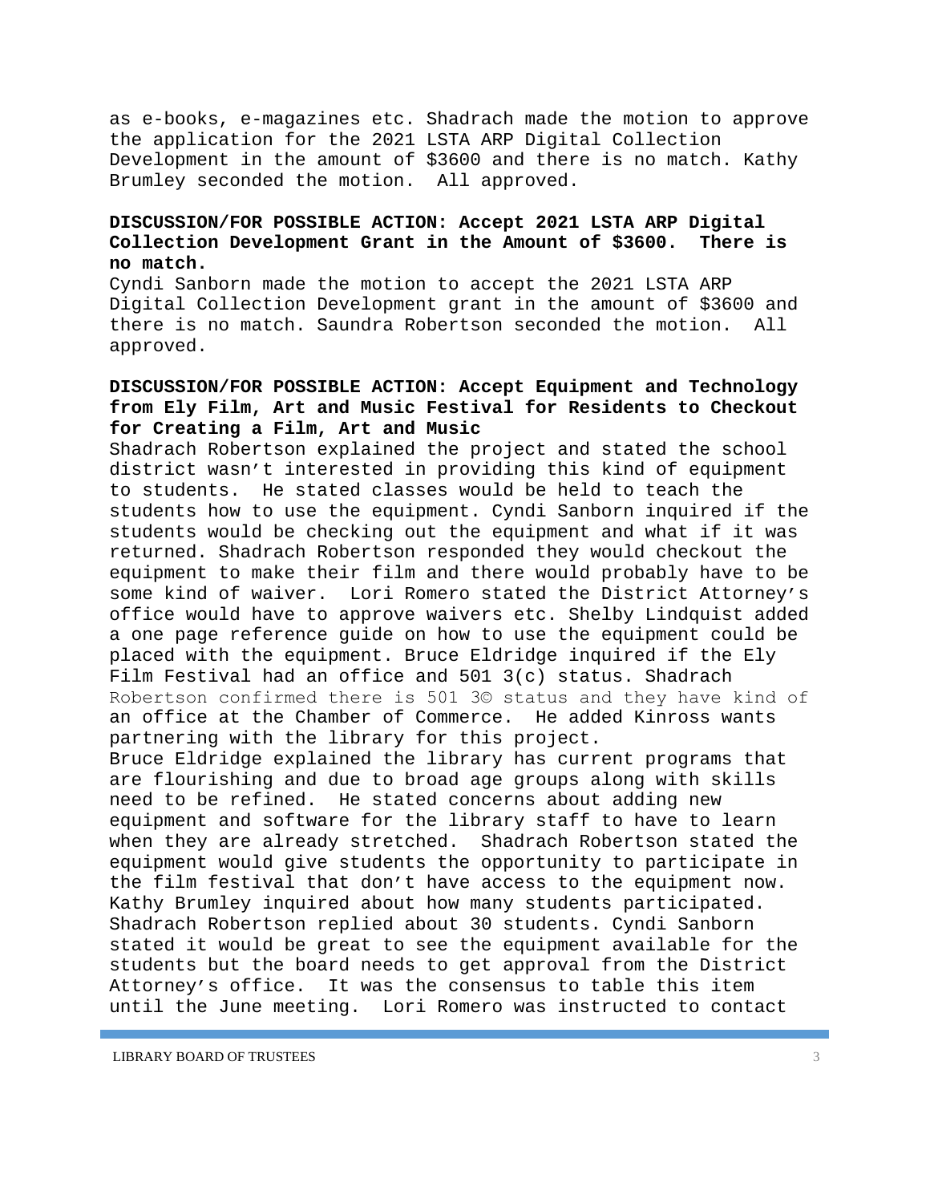as e-books, e-magazines etc. Shadrach made the motion to approve the application for the 2021 LSTA ARP Digital Collection Development in the amount of $3600 and there is no match. Kathy Brumley seconded the motion. All approved.

**DISCUSSION/FOR POSSIBLE ACTION: Accept 2021 LSTA ARP Digital Collection Development Grant in the Amount of $3600. There is no match.**

Cyndi Sanborn made the motion to accept the 2021 LSTA ARP Digital Collection Development grant in the amount of $3600 and there is no match. Saundra Robertson seconded the motion. All approved.

**DISCUSSION/FOR POSSIBLE ACTION: Accept Equipment and Technology from Ely Film, Art and Music Festival for Residents to Checkout for Creating a Film, Art and Music**

Shadrach Robertson explained the project and stated the school district wasn't interested in providing this kind of equipment to students. He stated classes would be held to teach the students how to use the equipment. Cyndi Sanborn inquired if the students would be checking out the equipment and what if it was returned. Shadrach Robertson responded they would checkout the equipment to make their film and there would probably have to be some kind of waiver. Lori Romero stated the District Attorney's office would have to approve waivers etc. Shelby Lindquist added a one page reference guide on how to use the equipment could be placed with the equipment. Bruce Eldridge inquired if the Ely Film Festival had an office and 501 3(c) status. Shadrach Robertson confirmed there is 501 3© status and they have kind of an office at the Chamber of Commerce. He added Kinross wants partnering with the library for this project.

Bruce Eldridge explained the library has current programs that are flourishing and due to broad age groups along with skills need to be refined. He stated concerns about adding new equipment and software for the library staff to have to learn when they are already stretched. Shadrach Robertson stated the equipment would give students the opportunity to participate in the film festival that don't have access to the equipment now. Kathy Brumley inquired about how many students participated. Shadrach Robertson replied about 30 students. Cyndi Sanborn stated it would be great to see the equipment available for the students but the board needs to get approval from the District Attorney's office. It was the consensus to table this item until the June meeting. Lori Romero was instructed to contact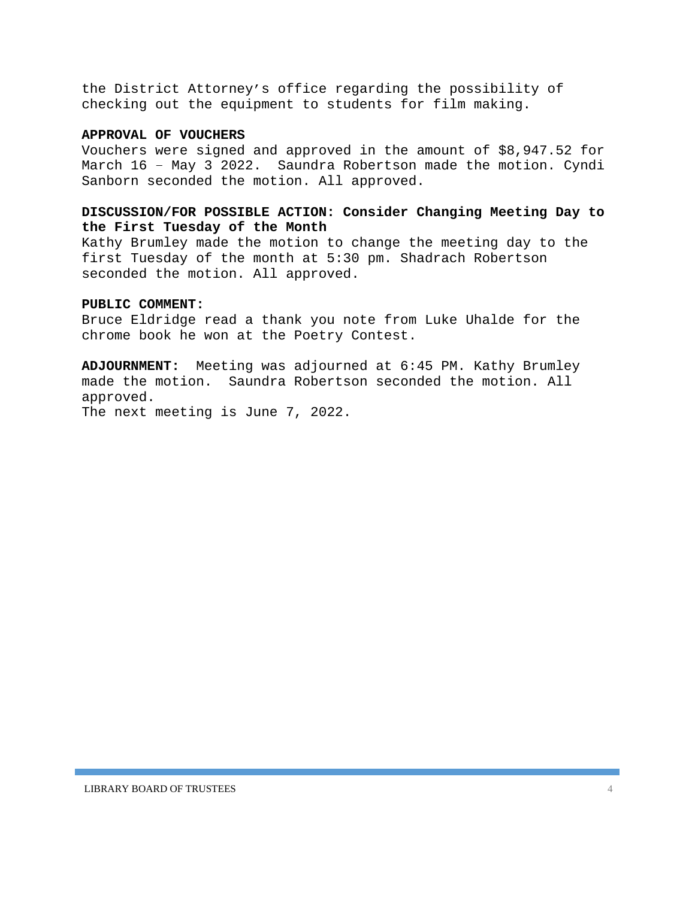the District Attorney's office regarding the possibility of checking out the equipment to students for film making.

**APPROVAL OF VOUCHERS**

Vouchers were signed and approved in the amount of $8,947.52 for March 16 – May 3 2022. Saundra Robertson made the motion. Cyndi Sanborn seconded the motion. All approved.

**DISCUSSION/FOR POSSIBLE ACTION: Consider Changing Meeting Day to the First Tuesday of the Month**

Kathy Brumley made the motion to change the meeting day to the first Tuesday of the month at 5:30 pm. Shadrach Robertson seconded the motion. All approved.

**PUBLIC COMMENT:**

Bruce Eldridge read a thank you note from Luke Uhalde for the chrome book he won at the Poetry Contest.

**ADJOURNMENT:** Meeting was adjourned at 6:45 PM. Kathy Brumley made the motion. Saundra Robertson seconded the motion. All approved.

The next meeting is June 7, 2022.